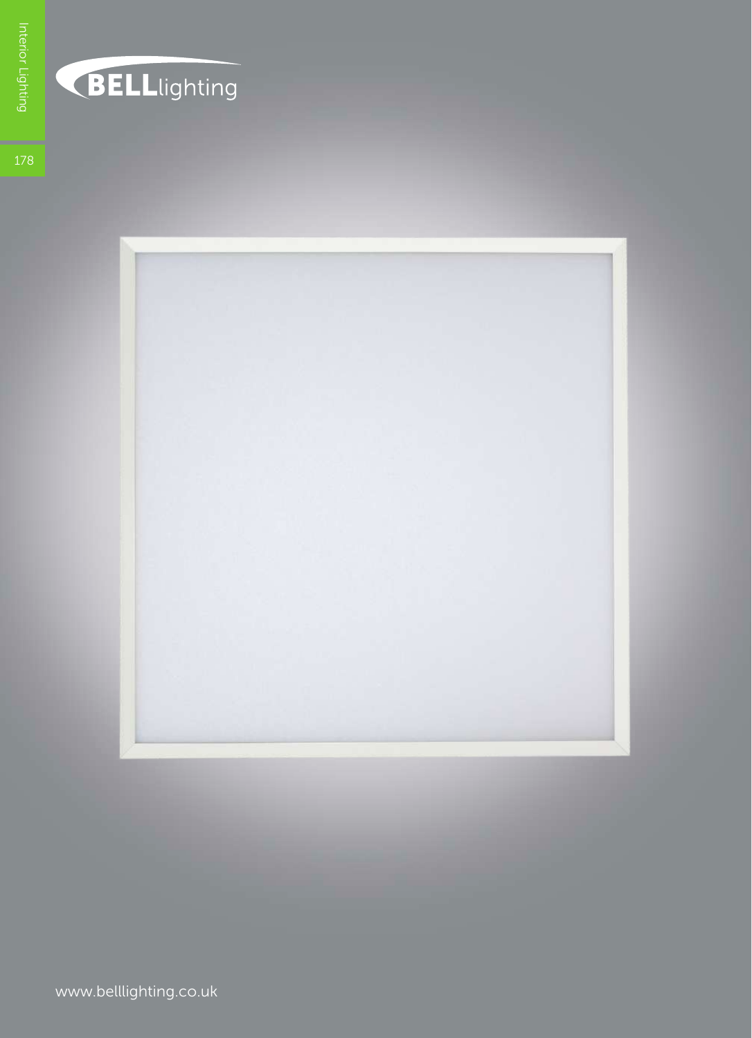BELLlighting

www.belllighting.co.uk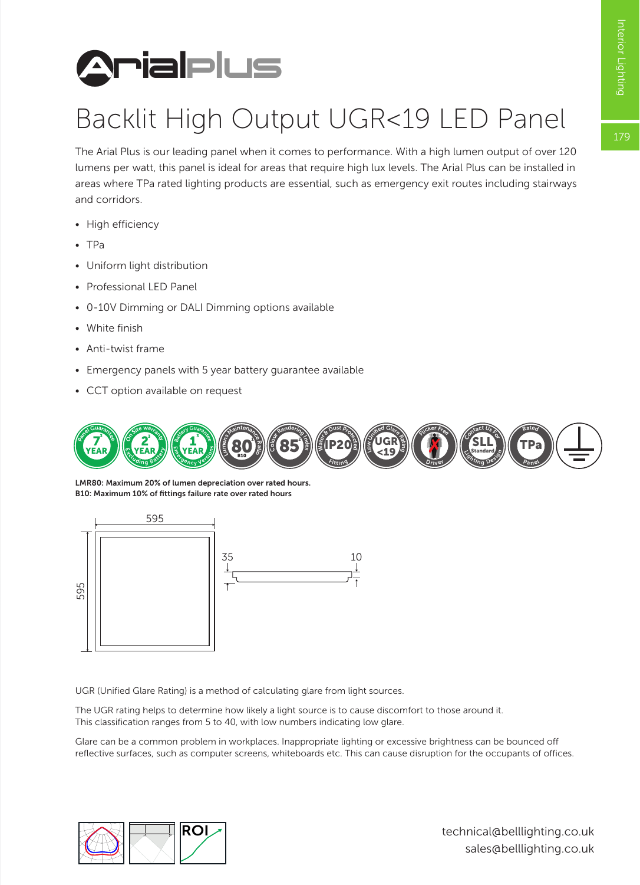# Backlit High Output UGR<19 LED Panel

The Arial Plus is our leading panel when it comes to performance. With a high lumen output of over 120 lumens per watt, this panel is ideal for areas that require high lux levels. The Arial Plus can be installed in areas where TPa rated lighting products are essential, such as emergency exit routes including stairways and corridors.

- High efficiency
- TPa
- Uniform light distribution
- Professional LED Panel
- 0-10V Dimming or DALI Dimming options available
- White finish
- Anti-twist frame
- Emergency panels with 5 year battery guarantee available
- CCT option available on request

**LMR80: Maximum 20% of lumen depreciation over rated hours.**
**B10: Maximum 10% of fittings failure rate over rated hours**

595

595

35

10

UGR (Unified Glare Rating) is a method of calculating glare from light sources.

The UGR rating helps to determine how likely a light source is to cause discomfort to those around it. This classification ranges from 5 to 40, with low numbers indicating low glare.

Glare can be a common problem in workplaces. Inappropriate lighting or excessive brightness can be bounced off reflective surfaces, such as computer screens, whiteboards etc. This can cause disruption for the occupants of offices.

technical@belllighting.co.uk
sales@belllighting.co.uk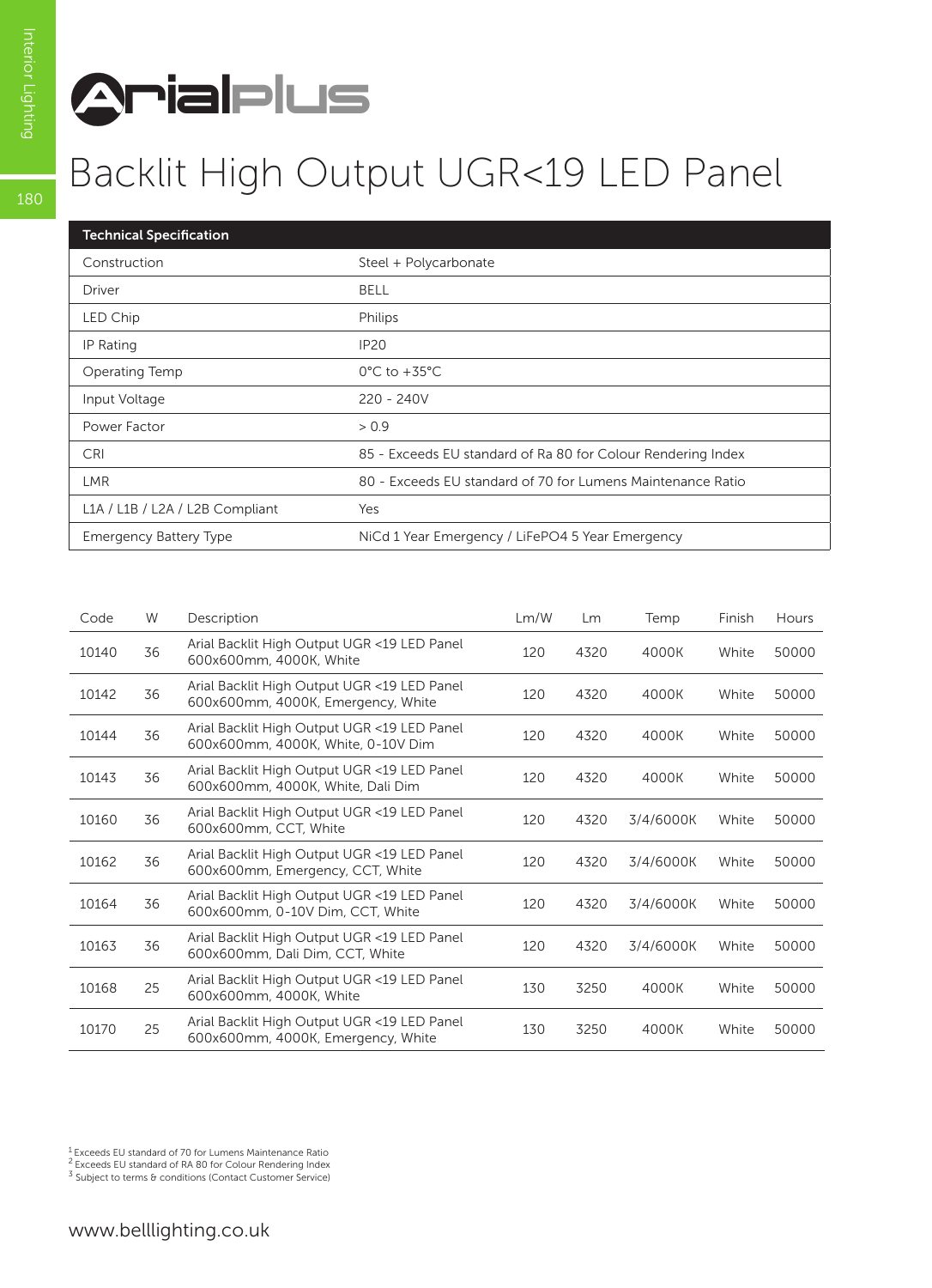# ArialPlus

## Backlit High Output UGR<19 LED Panel

| Technical Specification | |
|---|---|
| Construction | Steel + Polycarbonate |
| Driver | BELL |
| LED Chip | Philips |
| IP Rating | IP20 |
| Operating Temp | 0°C to +35°C |
| Input Voltage | 220 - 240V |
| Power Factor | > 0.9 |
| CRI | 85 - Exceeds EU standard of Ra 80 for Colour Rendering Index |
| LMR | 80 - Exceeds EU standard of 70 for Lumens Maintenance Ratio |
| L1A / L1B / L2A / L2B Compliant | Yes |
| Emergency Battery Type | NiCd 1 Year Emergency / LiFePO4 5 Year Emergency |

| Code | W | Description | Lm/W | Lm | Temp | Finish | Hours |
|---|---|---|---|---|---|---|---|
| 10140 | 36 | Arial Backlit High Output UGR <19 LED Panel 600x600mm, 4000K, White | 120 | 4320 | 4000K | White | 50000 |
| 10142 | 36 | Arial Backlit High Output UGR <19 LED Panel 600x600mm, 4000K, Emergency, White | 120 | 4320 | 4000K | White | 50000 |
| 10144 | 36 | Arial Backlit High Output UGR <19 LED Panel 600x600mm, 4000K, White, 0-10V Dim | 120 | 4320 | 4000K | White | 50000 |
| 10143 | 36 | Arial Backlit High Output UGR <19 LED Panel 600x600mm, 4000K, White, Dali Dim | 120 | 4320 | 4000K | White | 50000 |
| 10160 | 36 | Arial Backlit High Output UGR <19 LED Panel 600x600mm, CCT, White | 120 | 4320 | 3/4/6000K | White | 50000 |
| 10162 | 36 | Arial Backlit High Output UGR <19 LED Panel 600x600mm, Emergency, CCT, White | 120 | 4320 | 3/4/6000K | White | 50000 |
| 10164 | 36 | Arial Backlit High Output UGR <19 LED Panel 600x600mm, 0-10V Dim, CCT, White | 120 | 4320 | 3/4/6000K | White | 50000 |
| 10163 | 36 | Arial Backlit High Output UGR <19 LED Panel 600x600mm, Dali Dim, CCT, White | 120 | 4320 | 3/4/6000K | White | 50000 |
| 10168 | 25 | Arial Backlit High Output UGR <19 LED Panel 600x600mm, 4000K, White | 130 | 3250 | 4000K | White | 50000 |
| 10170 | 25 | Arial Backlit High Output UGR <19 LED Panel 600x600mm, 4000K, Emergency, White | 130 | 3250 | 4000K | White | 50000 |

[1] Exceeds EU standard of 70 for Lumens Maintenance Ratio
[2] Exceeds EU standard of RA 80 for Colour Rendering Index
[3] Subject to terms & conditions (Contact Customer Service)

www.belllighting.co.uk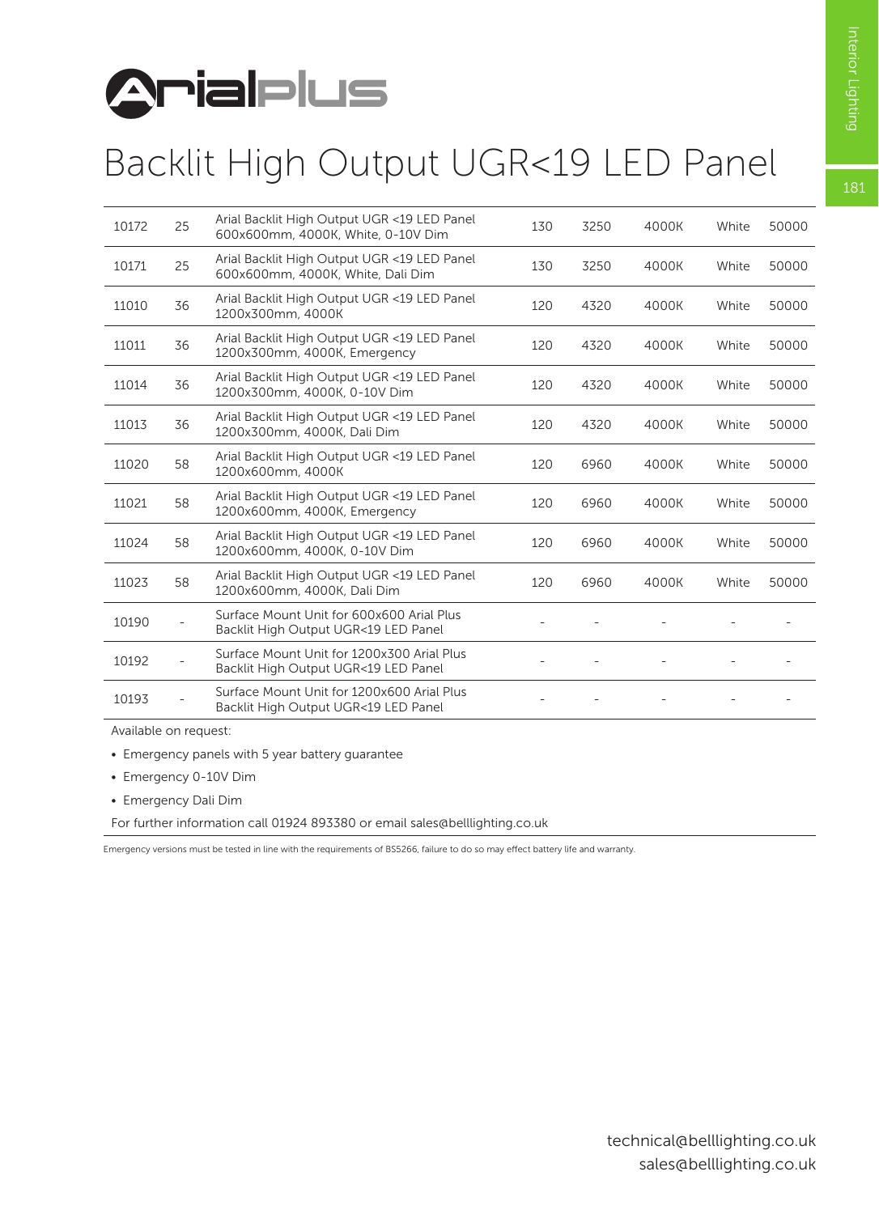# ArialPlus

# Backlit High Output UGR<19 LED Panel

| | | | | | | | |
|---|---|---|---|---|---|---|---|
| 10172 | 25 | Arial Backlit High Output UGR <19 LED Panel 600x600mm, 4000K, White, 0-10V Dim | 130 | 3250 | 4000K | White | 50000 |
| 10171 | 25 | Arial Backlit High Output UGR <19 LED Panel 600x600mm, 4000K, White, Dali Dim | 130 | 3250 | 4000K | White | 50000 |
| 11010 | 36 | Arial Backlit High Output UGR <19 LED Panel 1200x300mm, 4000K | 120 | 4320 | 4000K | White | 50000 |
| 11011 | 36 | Arial Backlit High Output UGR <19 LED Panel 1200x300mm, 4000K, Emergency | 120 | 4320 | 4000K | White | 50000 |
| 11014 | 36 | Arial Backlit High Output UGR <19 LED Panel 1200x300mm, 4000K, 0-10V Dim | 120 | 4320 | 4000K | White | 50000 |
| 11013 | 36 | Arial Backlit High Output UGR <19 LED Panel 1200x300mm, 4000K, Dali Dim | 120 | 4320 | 4000K | White | 50000 |
| 11020 | 58 | Arial Backlit High Output UGR <19 LED Panel 1200x600mm, 4000K | 120 | 6960 | 4000K | White | 50000 |
| 11021 | 58 | Arial Backlit High Output UGR <19 LED Panel 1200x600mm, 4000K, Emergency | 120 | 6960 | 4000K | White | 50000 |
| 11024 | 58 | Arial Backlit High Output UGR <19 LED Panel 1200x600mm, 4000K, 0-10V Dim | 120 | 6960 | 4000K | White | 50000 |
| 11023 | 58 | Arial Backlit High Output UGR <19 LED Panel 1200x600mm, 4000K, Dali Dim | 120 | 6960 | 4000K | White | 50000 |
| 10190 | - | Surface Mount Unit for 600x600 Arial Plus Backlit High Output UGR<19 LED Panel | - | - | - | - | - |
| 10192 | - | Surface Mount Unit for 1200x300 Arial Plus Backlit High Output UGR<19 LED Panel | - | - | - | - | - |
| 10193 | - | Surface Mount Unit for 1200x600 Arial Plus Backlit High Output UGR<19 LED Panel | - | - | - | - | - |

Available on request:

- Emergency panels with 5 year battery guarantee
- Emergency 0-10V Dim
- Emergency Dali Dim

For further information call 01924 893380 or email sales@belllighting.co.uk

Emergency versions must be tested in line with the requirements of BS5266, failure to do so may effect battery life and warranty.

technical@belllighting.co.uk
sales@belllighting.co.uk